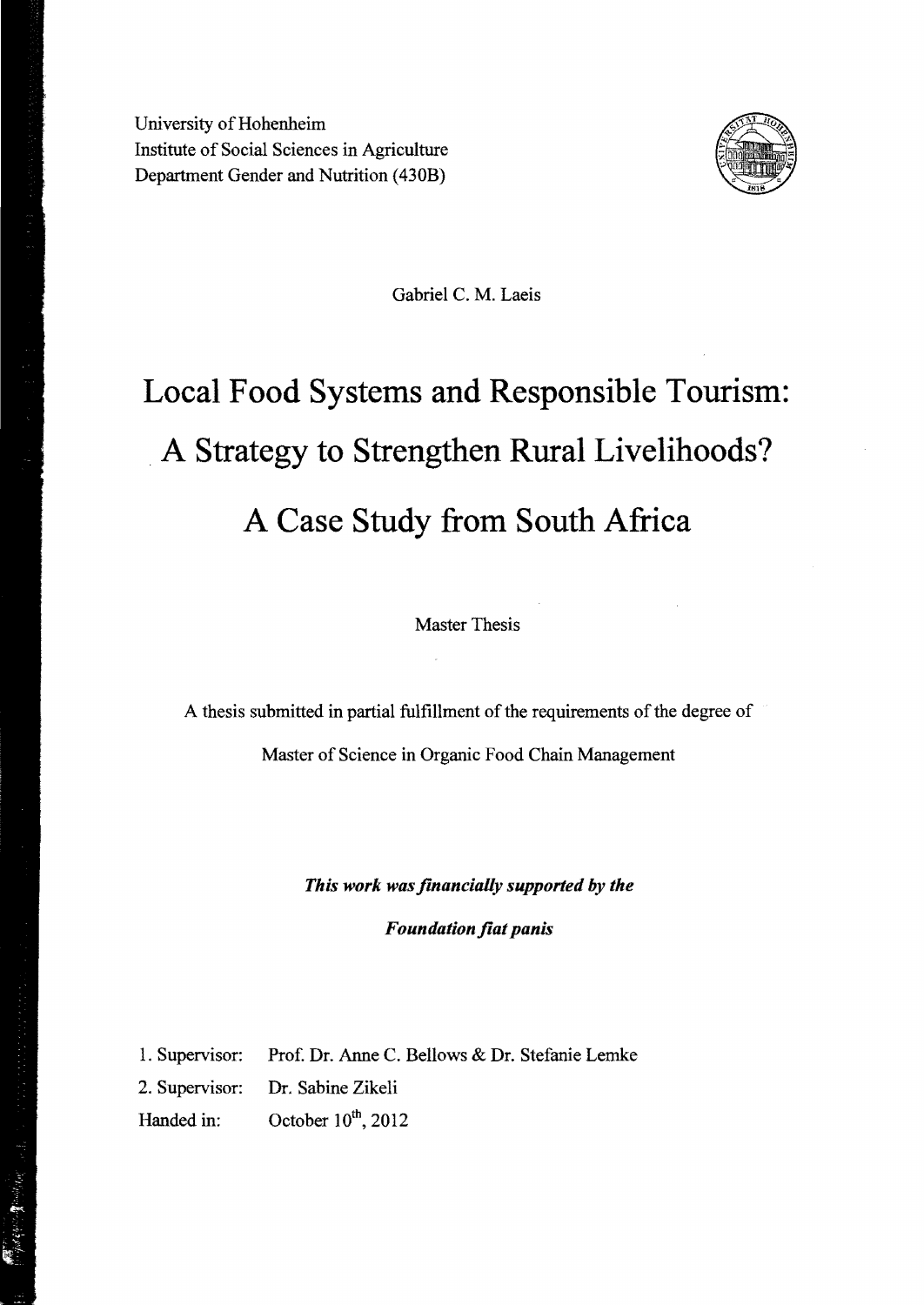University of Hohenheim
Institute of Social Sciences in Agriculture
Department Gender and Nutrition (430B)

Gabriel C. M. Laeis

# Local Food Systems and Responsible Tourism: A Strategy to Strengthen Rural Livelihoods? A Case Study from South Africa

Master Thesis

A thesis submitted in partial fulfillment of the requirements of the degree of

Master of Science in Organic Food Chain Management

***This work was financially supported by the***

***Foundation fiat panis***

1. Supervisor: Prof. Dr. Anne C. Bellows & Dr. Stefanie Lemke
2. Supervisor: Dr. Sabine Zikeli

Handed in: October $10^{th}$, 2012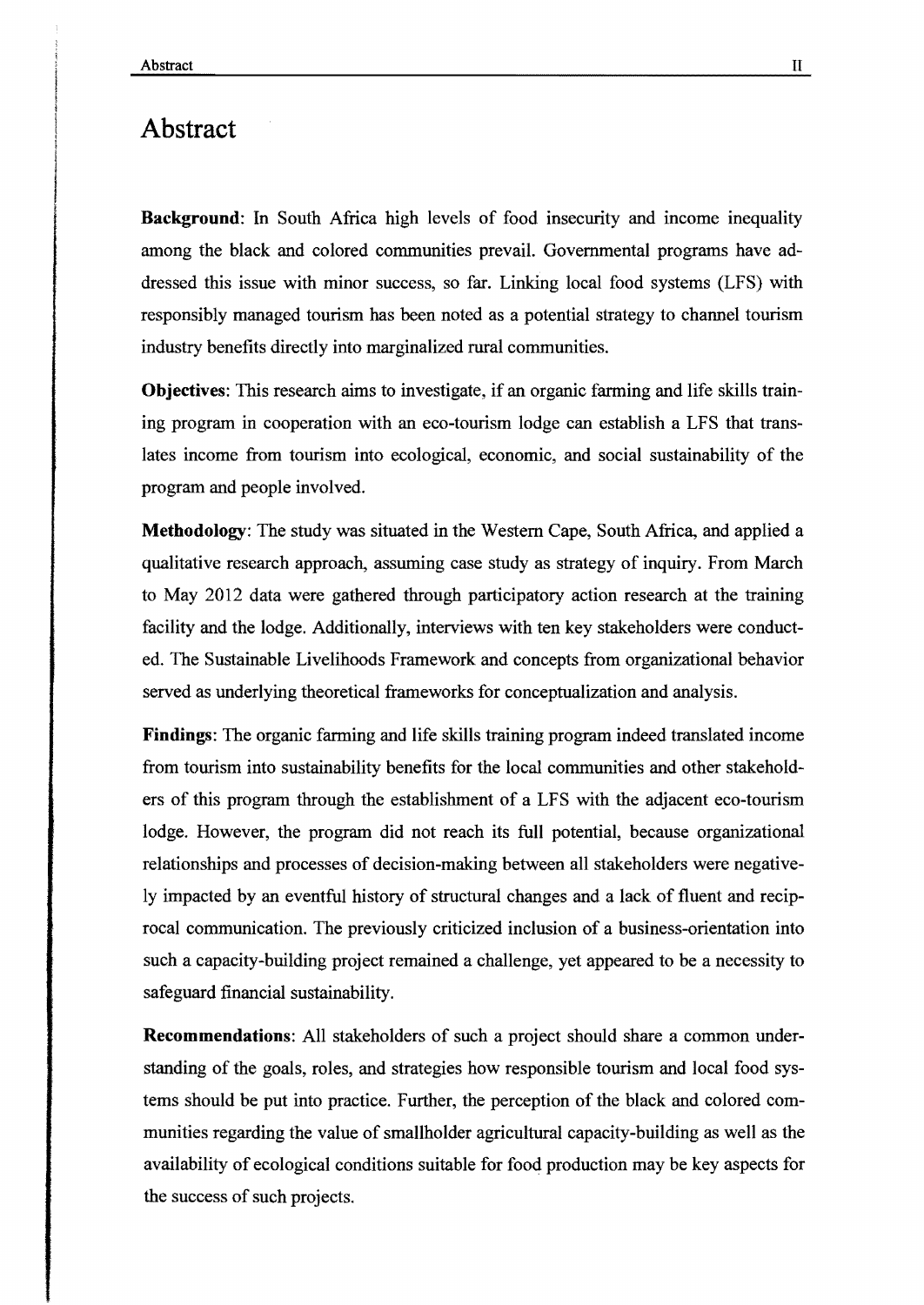# Abstract

**Background**: In South Africa high levels of food insecurity and income inequality among the black and colored communities prevail. Governmental programs have addressed this issue with minor success, so far. Linking local food systems (LFS) with responsibly managed tourism has been noted as a potential strategy to channel tourism industry benefits directly into marginalized rural communities.

**Objectives**: This research aims to investigate, if an organic farming and life skills training program in cooperation with an eco-tourism lodge can establish a LFS that translates income from tourism into ecological, economic, and social sustainability of the program and people involved.

**Methodology**: The study was situated in the Western Cape, South Africa, and applied a qualitative research approach, assuming case study as strategy of inquiry. From March to May 2012 data were gathered through participatory action research at the training facility and the lodge. Additionally, interviews with ten key stakeholders were conducted. The Sustainable Livelihoods Framework and concepts from organizational behavior served as underlying theoretical frameworks for conceptualization and analysis.

**Findings**: The organic farming and life skills training program indeed translated income from tourism into sustainability benefits for the local communities and other stakeholders of this program through the establishment of a LFS with the adjacent eco-tourism lodge. However, the program did not reach its full potential, because organizational relationships and processes of decision-making between all stakeholders were negatively impacted by an eventful history of structural changes and a lack of fluent and reciprocal communication. The previously criticized inclusion of a business-orientation into such a capacity-building project remained a challenge, yet appeared to be a necessity to safeguard financial sustainability.

**Recommendations**: All stakeholders of such a project should share a common understanding of the goals, roles, and strategies how responsible tourism and local food systems should be put into practice. Further, the perception of the black and colored communities regarding the value of smallholder agricultural capacity-building as well as the availability of ecological conditions suitable for food production may be key aspects for the success of such projects.